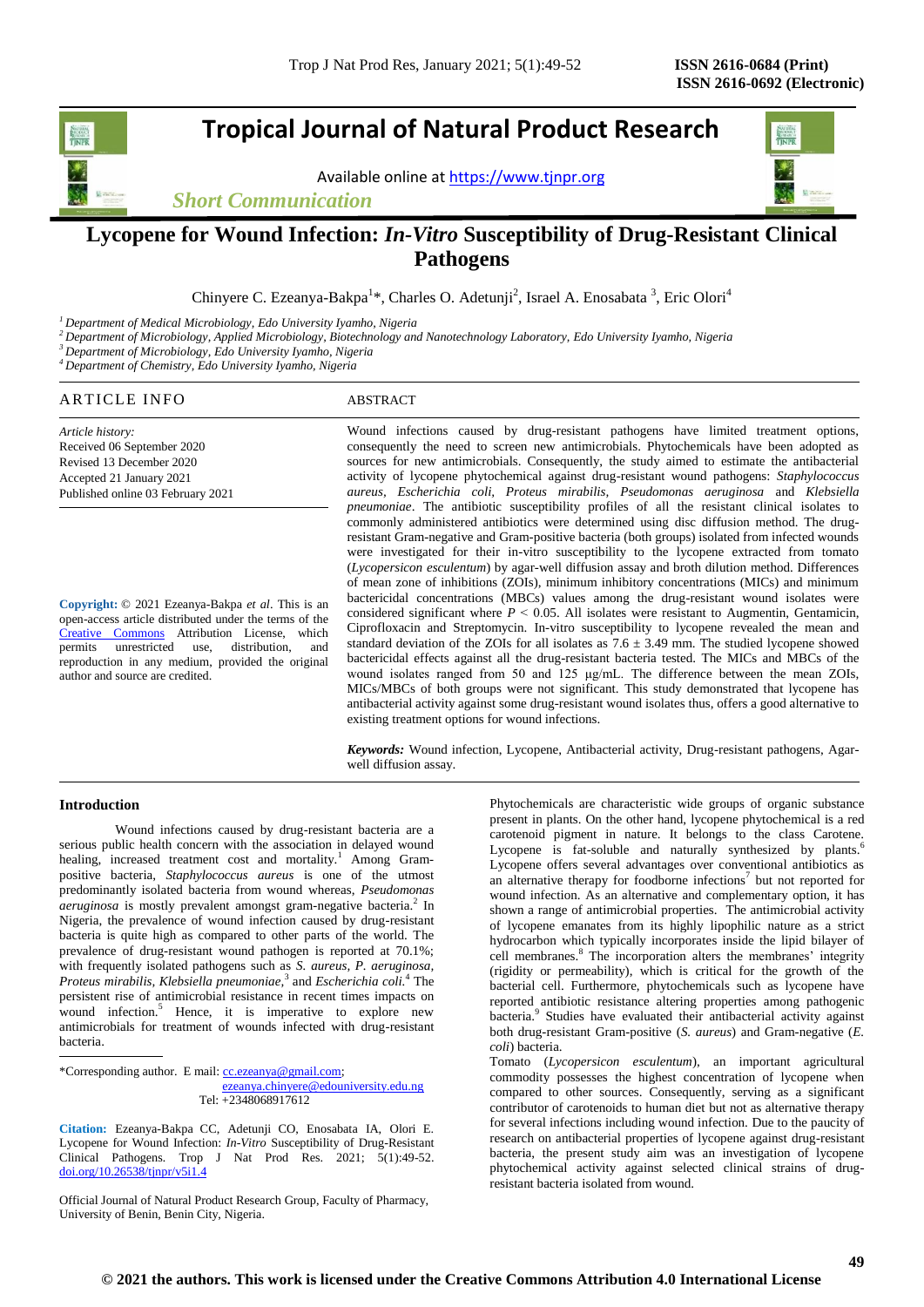# Tropical Journal of Natural Product Research

Available online at https://www.tjnpr.org

*Short Communication*

## Lycopene for Wound Infection: *In-Vitro* Susceptibility of Drug-Resistant Clinical Pathogens

Chinyere C. Ezeanya-Bakpa[1]*, Charles O. Adetunji[2], Israel A. Enosabata [3], Eric Olori[4]

[1] *Department of Medical Microbiology, Edo University Iyamho, Nigeria*
[2] *Department of Microbiology, Applied Microbiology, Biotechnology and Nanotechnology Laboratory, Edo University Iyamho, Nigeria*
[3] *Department of Microbiology, Edo University Iyamho, Nigeria*
[4] *Department of Chemistry, Edo University Iyamho, Nigeria*

### ARTICLE INFO

*Article history:*
Received 06 September 2020
Revised 13 December 2020
Accepted 21 January 2021
Published online 03 February 2021

**Copyright:** © 2021 Ezeanya-Bakpa *et al*. This is an open-access article distributed under the terms of the Creative Commons Attribution License, which permits unrestricted use, distribution, and reproduction in any medium, provided the original author and source are credited.

### ABSTRACT

Wound infections caused by drug-resistant pathogens have limited treatment options, consequently the need to screen new antimicrobials. Phytochemicals have been adopted as sources for new antimicrobials. Consequently, the study aimed to estimate the antibacterial activity of lycopene phytochemical against drug-resistant wound pathogens: *Staphylococcus aureus, Escherichia coli, Proteus mirabilis, Pseudomonas aeruginosa* and *Klebsiella pneumoniae*. The antibiotic susceptibility profiles of all the resistant clinical isolates to commonly administered antibiotics were determined using disc diffusion method. The drug-resistant Gram-negative and Gram-positive bacteria (both groups) isolated from infected wounds were investigated for their in-vitro susceptibility to the lycopene extracted from tomato (*Lycopersicon esculentum*) by agar-well diffusion assay and broth dilution method. Differences of mean zone of inhibitions (ZOIs), minimum inhibitory concentrations (MICs) and minimum bactericidal concentrations (MBCs) values among the drug-resistant wound isolates were considered significant where $P < 0.05$. All isolates were resistant to Augmentin, Gentamicin, Ciprofloxacin and Streptomycin. In-vitro susceptibility to lycopene revealed the mean and standard deviation of the ZOIs for all isolates as $7.6 \pm 3.49$ mm. The studied lycopene showed bactericidal effects against all the drug-resistant bacteria tested. The MICs and MBCs of the wound isolates ranged from 50 and 125 µg/mL. The difference between the mean ZOIs, MICs/MBCs of both groups were not significant. This study demonstrated that lycopene has antibacterial activity against some drug-resistant wound isolates thus, offers a good alternative to existing treatment options for wound infections.

***Keywords:*** Wound infection, Lycopene, Antibacterial activity, Drug-resistant pathogens, Agar-well diffusion assay.

## Introduction

Wound infections caused by drug-resistant bacteria are a serious public health concern with the association in delayed wound healing, increased treatment cost and mortality.[1] Among Gram-positive bacteria, *Staphylococcus aureus* is one of the utmost predominantly isolated bacteria from wound whereas, *Pseudomonas aeruginosa* is mostly prevalent amongst gram-negative bacteria.[2] In Nigeria, the prevalence of wound infection caused by drug-resistant bacteria is quite high as compared to other parts of the world. The prevalence of drug-resistant wound pathogen is reported at 70.1%; with frequently isolated pathogens such as *S. aureus, P. aeruginosa, Proteus mirabilis, Klebsiella pneumoniae*,[3] and *Escherichia coli*.[4] The persistent rise of antimicrobial resistance in recent times impacts on wound infection.[5] Hence, it is imperative to explore new antimicrobials for treatment of wounds infected with drug-resistant bacteria.

Phytochemicals are characteristic wide groups of organic substance present in plants. On the other hand, lycopene phytochemical is a red carotenoid pigment in nature. It belongs to the class Carotene. Lycopene is fat-soluble and naturally synthesized by plants.[6] Lycopene offers several advantages over conventional antibiotics as an alternative therapy for foodborne infections[7] but not reported for wound infection. As an alternative and complementary option, it has shown a range of antimicrobial properties. The antimicrobial activity of lycopene emanates from its highly lipophilic nature as a strict hydrocarbon which typically incorporates inside the lipid bilayer of cell membranes.[8] The incorporation alters the membranes' integrity (rigidity or permeability), which is critical for the growth of the bacterial cell. Furthermore, phytochemicals such as lycopene have reported antibiotic resistance altering properties among pathogenic bacteria.[9] Studies have evaluated their antibacterial activity against both drug-resistant Gram-positive (*S. aureus*) and Gram-negative (*E. coli*) bacteria.

Tomato (*Lycopersicon esculentum*), an important agricultural commodity possesses the highest concentration of lycopene when compared to other sources. Consequently, serving as a significant contributor of carotenoids to human diet but not as alternative therapy for several infections including wound infection. Due to the paucity of research on antibacterial properties of lycopene against drug-resistant bacteria, the present study aim was an investigation of lycopene phytochemical activity against selected clinical strains of drug-resistant bacteria isolated from wound.

---

*Corresponding author. E mail: cc.ezeanya@gmail.com; ezeanya.chinyere@edouniversity.edu.ng
Tel: +2348068917612

**Citation:** Ezeanya-Bakpa CC, Adetunji CO, Enosabata IA, Olori E. Lycopene for Wound Infection: *In-Vitro* Susceptibility of Drug-Resistant Clinical Pathogens. Trop J Nat Prod Res. 2021; 5(1):49-52. doi.org/10.26538/tjnpr/v5i1.4

Official Journal of Natural Product Research Group, Faculty of Pharmacy, University of Benin, Benin City, Nigeria.

**© 2021 the authors. This work is licensed under the Creative Commons Attribution 4.0 International License**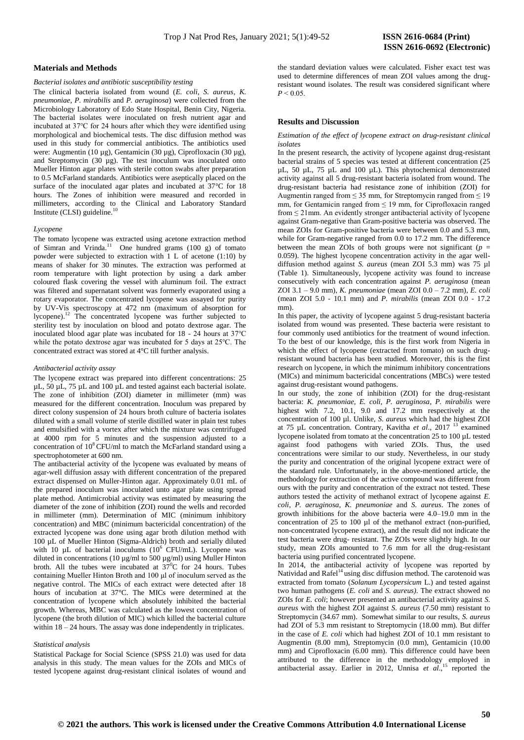## Materials and Methods

*Bacterial isolates and antibiotic susceptibility testing*

The clinical bacteria isolated from wound (*E. coli*, *S. aureus*, *K. pneumoniae*, *P. mirabilis* and *P. aeruginosa*) were collected from the Microbiology Laboratory of Edo State Hospital, Benin City, Nigeria. The bacterial isolates were inoculated on fresh nutrient agar and incubated at 37℃ for 24 hours after which they were identified using morphological and biochemical tests. The disc diffusion method was used in this study for commercial antibiotics. The antibiotics used were: Augmentin (10 µg), Gentamicin (30 µg), Ciprofloxacin (30 µg), and Streptomycin (30 µg). The test inoculum was inoculated onto Mueller Hinton agar plates with sterile cotton swabs after preparation to 0.5 McFarland standards. Antibiotics were aseptically placed on the surface of the inoculated agar plates and incubated at 37°C for 18 hours. The Zones of inhibition were measured and recorded in millimeters, according to the Clinical and Laboratory Standard Institute (CLSI) guideline.[10]

*Lycopene*

The tomato lycopene was extracted using acetone extraction method of Simran and Vrinda.[11] One hundred grams (100 g) of tomato powder were subjected to extraction with 1 L of acetone (1:10) by means of shaker for 30 minutes. The extraction was performed at room temperature with light protection by using a dark amber coloured flask covering the vessel with aluminum foil. The extract was filtered and supernatant solvent was formerly evaporated using a rotary evaporator. The concentrated lycopene was assayed for purity by UV-Vis spectroscopy at 472 nm (maximum of absorption for lycopene).[12] The concentrated lycopene was further subjected to sterility test by inoculation on blood and potato dextrose agar. The inoculated blood agar plate was incubated for 18 - 24 hours at 37℃ while the potato dextrose agar was incubated for 5 days at 25℃. The concentrated extract was stored at 4°C till further analysis.

*Antibacterial activity assay*

The lycopene extract was prepared into different concentrations: 25 µL, 50 µL, 75 µL and 100 µL and tested against each bacterial isolate. The zone of inhibition (ZOI) diameter in millimeter (mm) was measured for the different concentration. Inoculum was prepared by direct colony suspension of 24 hours broth culture of bacteria isolates diluted with a small volume of sterile distilled water in plain test tubes and emulsified with a vortex after which the mixture was centrifuged at 4000 rpm for 5 minutes and the suspension adjusted to a concentration of $10^8$ CFU/ml to match the McFarland standard using a spectrophotometer at 600 nm.

The antibacterial activity of the lycopene was evaluated by means of agar-well diffusion assay with different concentration of the prepared extract dispensed on Muller-Hinton agar. Approximately 0.01 mL of the prepared inoculum was inoculated unto agar plate using spread plate method. Antimicrobial activity was estimated by measuring the diameter of the zone of inhibition (ZOI) round the wells and recorded in millimeter (mm). Determination of MIC (minimum inhibitory concentration) and MBC (minimum bactericidal concentration) of the extracted lycopene was done using agar broth dilution method with 100 µL of Mueller Hinton (Sigma-Aldrich) broth and serially diluted with 10 µL of bacterial inoculums ($10^6$ CFU/mL). Lycopene was diluted in concentrations (10 µg/ml to 500 µg/ml) using Muller Hinton broth. All the tubes were incubated at $37^0$C for 24 hours. Tubes containing Mueller Hinton Broth and 100 µl of inoculum served as the negative control. The MICs of each extract were detected after 18 hours of incubation at 37°C. The MICs were determined at the concentration of lycopene which absolutely inhibited the bacterial growth. Whereas, MBC was calculated as the lowest concentration of lycopene (the broth dilution of MIC) which killed the bacterial culture within 18 – 24 hours. The assay was done independently in triplicates.

*Statistical analysis*

Statistical Package for Social Science (SPSS 21.0) was used for data analysis in this study. The mean values for the ZOIs and MICs of tested lycopene against drug-resistant clinical isolates of wound and the standard deviation values were calculated. Fisher exact test was used to determine differences of mean ZOI values among the drug-resistant wound isolates. The result was considered significant where $P < 0.05$.

## Results and Discussion

*Estimation of the effect of lycopene extract on drug-resistant clinical isolates*

In the present research, the activity of lycopene against drug-resistant bacterial strains of 5 species was tested at different concentration (25 µL, 50 µL, 75 µL and 100 µL). This phytochemical demonstrated activity against all 5 drug-resistant bacteria isolated from wound. The drug-resistant bacteria had resistance zone of inhibition (ZOI) for Augmentin ranged from ≤ 35 mm, for Streptomycin ranged from ≤ 19 mm, for Gentamicin ranged from ≤ 19 mm, for Ciprofloxacin ranged from ≤ 21mm. An evidently stronger antibacterial activity of lycopene against Gram-negative than Gram-positive bacteria was observed. The mean ZOIs for Gram-positive bacteria were between 0.0 and 5.3 mm, while for Gram-negative ranged from 0.0 to 17.2 mm. The difference between the mean ZOIs of both groups were not significant ($p$ = 0.059). The highest lycopene concentration activity in the agar well-diffusion method against *S. aureus* (mean ZOI 5.3 mm) was 75 µl (Table 1). Simultaneously, lycopene activity was found to increase consecutively with each concentration against *P. aeruginosa* (mean ZOI 3.1 – 9.0 mm), *K. pneumoniae* (mean ZOI 0.0 – 7.2 mm), *E. coli* (mean ZOI 5.0 - 10.1 mm) and *P. mirabilis* (mean ZOI 0.0 - 17.2 mm).

In this paper, the activity of lycopene against 5 drug-resistant bacteria isolated from wound was presented. These bacteria were resistant to four commonly used antibiotics for the treatment of wound infection. To the best of our knowledge, this is the first work from Nigeria in which the effect of lycopene (extracted from tomato) on such drug-resistant wound bacteria has been studied. Moreover, this is the first research on lycopene, in which the minimum inhibitory concentrations (MICs) and minimum bactericidal concentrations (MBCs) were tested against drug-resistant wound pathogens.

In our study, the zone of inhibition (ZOI) for the drug-resistant bacteria: *K. pneumoniae, E. coli, P. aeruginosa*, *P. mirabilis* were highest with 7.2, 10.1, 9.0 and 17.2 mm respectively at the concentration of 100 µl. Unlike, *S. aureus* which had the highest ZOI at 75 µL concentration. Contrary, Kavitha *et al*., 2017 [13] examined lycopene isolated from tomato at the concentration 25 to 100 µL tested against food pathogens with varied ZOIs. Thus, the used concentrations were similar to our study. Nevertheless, in our study the purity and concentration of the original lycopene extract were of the standard rule. Unfortunately, in the above-mentioned article, the methodology for extraction of the active compound was different from ours with the purity and concentration of the extract not tested. These authors tested the activity of methanol extract of lycopene against *E. coli*, *P. aeruginosa, K. pneumoniae* and *S. aureus*. The zones of growth inhibitions for the above bacteria were 4.0–19.0 mm in the concentration of 25 to 100 µl of the methanol extract (non-purified, non-concentrated lycopene extract), and the result did not indicate the test bacteria were drug- resistant. The ZOIs were slightly high. In our study, mean ZOIs amounted to 7.6 mm for all the drug-resistant bacteria using purified concentrated lycopene.

In 2014, the antibacterial activity of lycopene was reported by Natividad and Rafel[14] using disc diffusion method. The carotenoid was extracted from tomato (*Solanum Lycopersicum* L.) and tested against two human pathogens (*E. coli* and *S. aureus)*. The extract showed no ZOIs for *E. coli*; however presented an antibacterial activity against *S. aureus* with the highest ZOI against *S. aureus* (7.50 mm) resistant to Streptomycin (34.67 mm). Somewhat similar to our results, *S. aureus* had ZOI of 5.3 mm resistant to Streptomycin (18.00 mm). But differ in the case of *E. coli* which had highest ZOI of 10.1 mm resistant to Augmentin (8.00 mm), Streptomycin (0.0 mm), Gentamicin (10.00 mm) and Ciprofloxacin (6.00 mm). This difference could have been attributed to the difference in the methodology employed in antibacterial assay. Earlier in 2012, Unnisa *et al*.,[15] reported the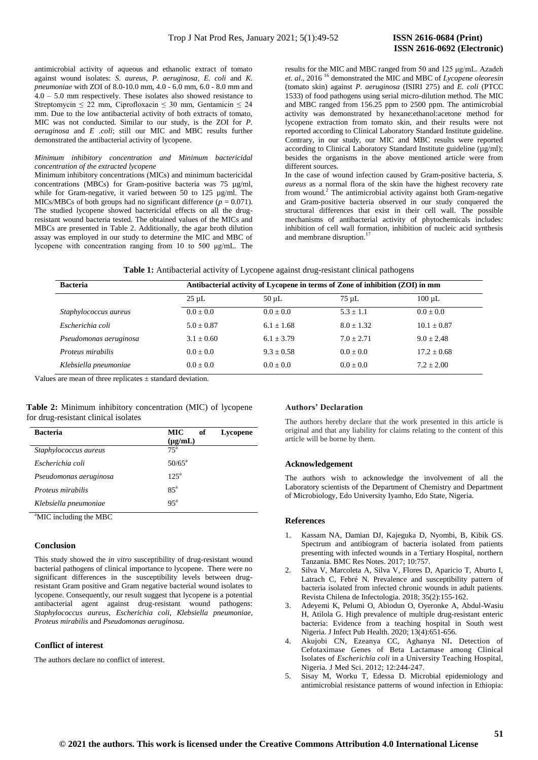antimicrobial activity of aqueous and ethanolic extract of tomato against wound isolates: *S. aureus*, *P. aeruginosa*, *E. coli* and *K. pneumoniae* with ZOI of 8.0-10.0 mm, 4.0 - 6.0 mm, 6.0 - 8.0 mm and 4.0 – 5.0 mm respectively. These isolates also showed resistance to Streptomycin ≤ 22 mm, Ciprofloxacin ≤ 30 mm, Gentamicin ≤ 24 mm. Due to the low antibacterial activity of both extracts of tomato, MIC was not conducted. Similar to our study, is the ZOI for *P. aeruginosa* and *E .coli*; still our MIC and MBC results further demonstrated the antibacterial activity of lycopene.

*Minimum inhibitory concentration and Minimum bactericidal concentration of the extracted lycopene*

Minimum inhibitory concentrations (MICs) and minimum bactericidal concentrations (MBCs) for Gram-positive bacteria was 75 µg/ml, while for Gram-negative, it varied between 50 to 125 µg/ml. The MICs/MBCs of both groups had no significant difference ($p = 0.071$). The studied lycopene showed bactericidal effects on all the drug-resistant wound bacteria tested. The obtained values of the MICs and MBCs are presented in Table 2. Additionally, the agar broth dilution assay was employed in our study to determine the MIC and MBC of lycopene with concentration ranging from 10 to 500 μg/mL. The results for the MIC and MBC ranged from 50 and 125 μg/mL. Azadeh *et. al*., 2016 [16] demonstrated the MIC and MBC of *Lycopene oleoresin* (tomato skin) against *P. aeruginosa* (ISIRI 275) and *E. coli* (PTCC 1533) of food pathogens using serial micro-dilution method. The MIC and MBC ranged from 156.25 ppm to 2500 ppm. The antimicrobial activity was demonstrated by hexane:ethanol:acetone method for lycopene extraction from tomato skin, and their results were not reported according to Clinical Laboratory Standard Institute guideline. Contrary, in our study, our MIC and MBC results were reported according to Clinical Laboratory Standard Institute guideline (μg/ml); besides the organisms in the above mentioned article were from different sources.

In the case of wound infection caused by Gram-positive bacteria, *S. aureus* as a normal flora of the skin have the highest recovery rate from wound.[2] The antimicrobial activity against both Gram-negative and Gram-positive bacteria observed in our study conquered the structural differences that exist in their cell wall. The possible mechanisms of antibacterial activity of phytochemicals includes: inhibition of cell wall formation, inhibition of nucleic acid synthesis and membrane disruption.[17]

**Table 1:** Antibacterial activity of Lycopene against drug-resistant clinical pathogens

| Bacteria | Antibacterial activity of Lycopene in terms of Zone of inhibition (ZOI) in mm | | | |
|---|---|---|---|---|
| | 25 µL | 50 µL | 75 µL | 100 µL |
| *Staphylococcus aureus* | 0.0 ± 0.0 | 0.0 ± 0.0 | 5.3 ± 1.1 | 0.0 ± 0.0 |
| *Escherichia coli* | 5.0 ± 0.87 | 6.1 ± 1.68 | 8.0 ± 1.32 | 10.1 ± 0.87 |
| *Pseudomonas aeruginosa* | 3.1 ± 0.60 | 6.1 ± 3.79 | 7.0 ± 2.71 | 9.0 ± 2.48 |
| *Proteus mirabilis* | 0.0 ± 0.0 | 9.3 ± 0.58 | 0.0 ± 0.0 | 17.2 ± 0.68 |
| *Klebsiella pneumoniae* | 0.0 ± 0.0 | 0.0 ± 0.0 | 0.0 ± 0.0 | 7.2 ± 2.00 |

Values are mean of three replicates ± standard deviation.

**Table 2:** Minimum inhibitory concentration (MIC) of lycopene for drug-resistant clinical isolates

| Bacteria | MIC of Lycopene (µg/mL) |
|---|---|
| *Staphylococcus aureus* | 75[a] |
| *Escherichia coli* | 50/65[a] |
| *Pseudomonas aeruginosa* | 125[a] |
| *Proteus mirabilis* | 85[a] |
| *Klebsiella pneumoniae* | 95[a] |

[a]MIC including the MBC

## Conclusion

This study showed the *in vitro* susceptibility of drug-resistant wound bacterial pathogens of clinical importance to lycopene. There were no significant differences in the susceptibility levels between drug-resistant Gram positive and Gram negative bacterial wound isolates to lycopene. Consequently, our result suggest that lycopene is a potential antibacterial agent against drug-resistant wound pathogens: *Staphylococcus aureus*, *Escherichia coli*, *Klebsiella pneumoniae*, *Proteus mirabilis* and *Pseudomonas aeruginosa*.

## Conflict of interest

The authors declare no conflict of interest.

## Authors' Declaration

The authors hereby declare that the work presented in this article is original and that any liability for claims relating to the content of this article will be borne by them.

## Acknowledgement

The authors wish to acknowledge the involvement of all the Laboratory scientists of the Department of Chemistry and Department of Microbiology, Edo University Iyamho, Edo State, Nigeria.

## References

1. Kassam NA, Damian DJ, Kajeguka D, Nyombi, B, Kibik GS. Spectrum and antibiogram of bacteria isolated from patients presenting with infected wounds in a Tertiary Hospital, northern Tanzania. BMC Res Notes. 2017; 10:757.
2. Silva V, Marcoleta A, Silva V, Flores D, Aparicio T, Aburto I, Latrach C, Febré N. Prevalence and susceptibility pattern of bacteria isolated from infected chronic wounds in adult patients. Revista Chilena de Infectologia. 2018; 35(2):155-162.
3. Adeyemi K, Pelumi O, Abiodun O, Oyeronke A, Abdul-Wasiu H, Atilola G. High prevalence of multiple drug-resistant enteric bacteria: Evidence from a teaching hospital in South west Nigeria. J Infect Pub Health. 2020; 13(4):651-656.
4. Akujobi CN, Ezeanya CC, Aghanya NI**.** Detection of Cefotaximase Genes of Beta Lactamase among Clinical Isolates of *Escherichia coli* in a University Teaching Hospital, Nigeria. J Med Sci. 2012; 12:244-247.
5. Sisay M, Worku T, Edessa D. Microbial epidemiology and antimicrobial resistance patterns of wound infection in Ethiopia: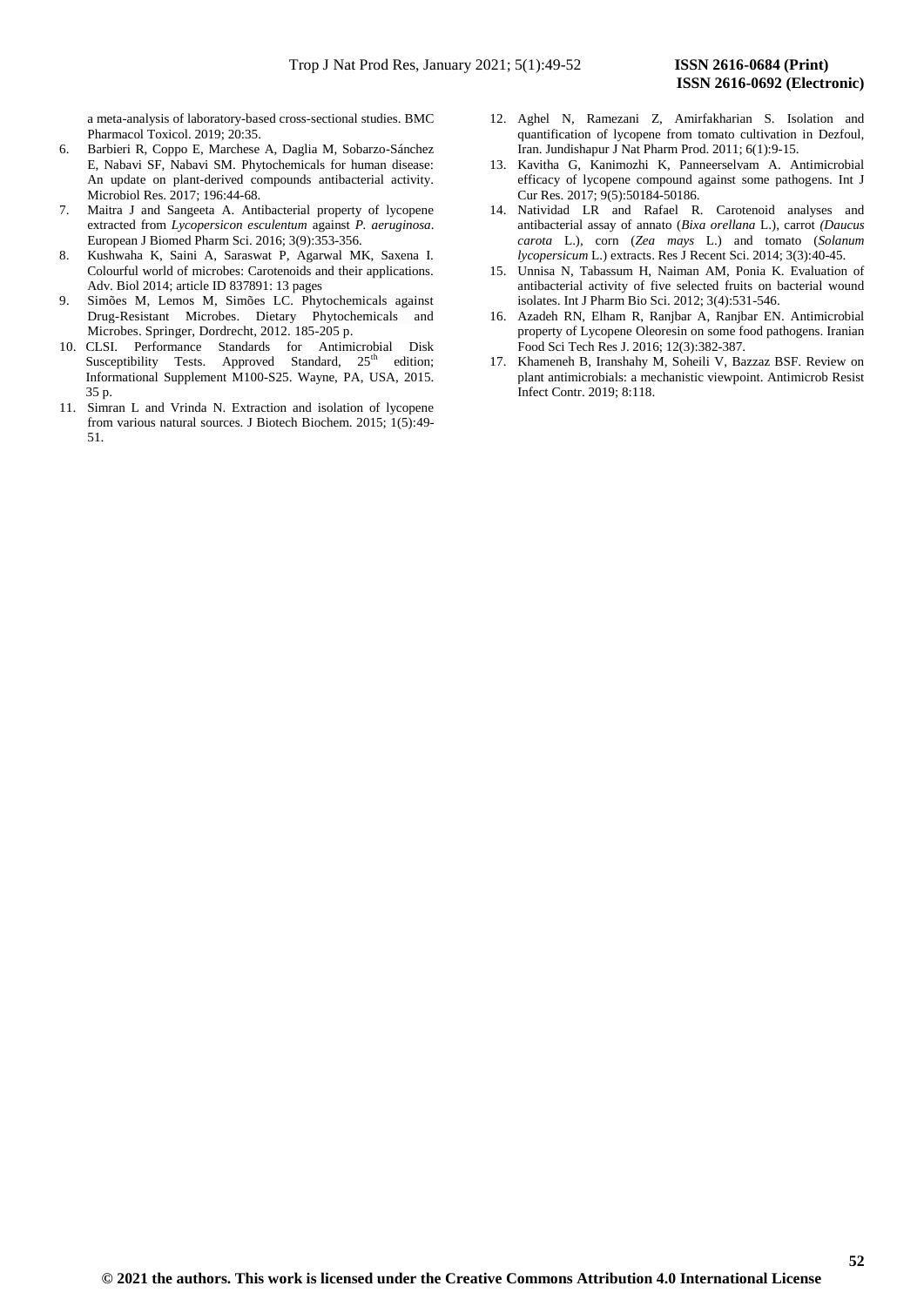a meta-analysis of laboratory-based cross-sectional studies. BMC Pharmacol Toxicol. 2019; 20:35.

6. Barbieri R, Coppo E, Marchese A, Daglia M, Sobarzo-Sánchez E, Nabavi SF, Nabavi SM. Phytochemicals for human disease: An update on plant-derived compounds antibacterial activity. Microbiol Res. 2017; 196:44-68.
7. Maitra J and Sangeeta A. Antibacterial property of lycopene extracted from *Lycopersicon esculentum* against *P. aeruginosa*. European J Biomed Pharm Sci. 2016; 3(9):353-356.
8. Kushwaha K, Saini A, Saraswat P, Agarwal MK, Saxena I. Colourful world of microbes: Carotenoids and their applications. Adv. Biol 2014; article ID 837891: 13 pages
9. Simões M, Lemos M, Simões LC. Phytochemicals against Drug-Resistant Microbes. Dietary Phytochemicals and Microbes. Springer, Dordrecht, 2012. 185-205 p.
10. CLSI. Performance Standards for Antimicrobial Disk Susceptibility Tests. Approved Standard, 25th edition; Informational Supplement M100-S25. Wayne, PA, USA, 2015. 35 p.
11. Simran L and Vrinda N. Extraction and isolation of lycopene from various natural sources. J Biotech Biochem. 2015; 1(5):49-51.
12. Aghel N, Ramezani Z, Amirfakharian S. Isolation and quantification of lycopene from tomato cultivation in Dezfoul, Iran. Jundishapur J Nat Pharm Prod. 2011; 6(1):9-15.
13. Kavitha G, Kanimozhi K, Panneerselvam A. Antimicrobial efficacy of lycopene compound against some pathogens. Int J Cur Res. 2017; 9(5):50184-50186.
14. Natividad LR and Rafael R. Carotenoid analyses and antibacterial assay of annato (*Bixa orellana* L.), carrot *(Daucus carota* L.), corn (*Zea mays* L.) and tomato (*Solanum lycopersicum* L.) extracts. Res J Recent Sci. 2014; 3(3):40-45.
15. Unnisa N, Tabassum H, Naiman AM, Ponia K. Evaluation of antibacterial activity of five selected fruits on bacterial wound isolates. Int J Pharm Bio Sci. 2012; 3(4):531-546.
16. Azadeh RN, Elham R, Ranjbar A, Ranjbar EN. Antimicrobial property of Lycopene Oleoresin on some food pathogens. Iranian Food Sci Tech Res J. 2016; 12(3):382-387.
17. Khameneh B, Iranshahy M, Soheili V, Bazzaz BSF. Review on plant antimicrobials: a mechanistic viewpoint. Antimicrob Resist Infect Contr. 2019; 8:118.

**© 2021 the authors. This work is licensed under the Creative Commons Attribution 4.0 International License**